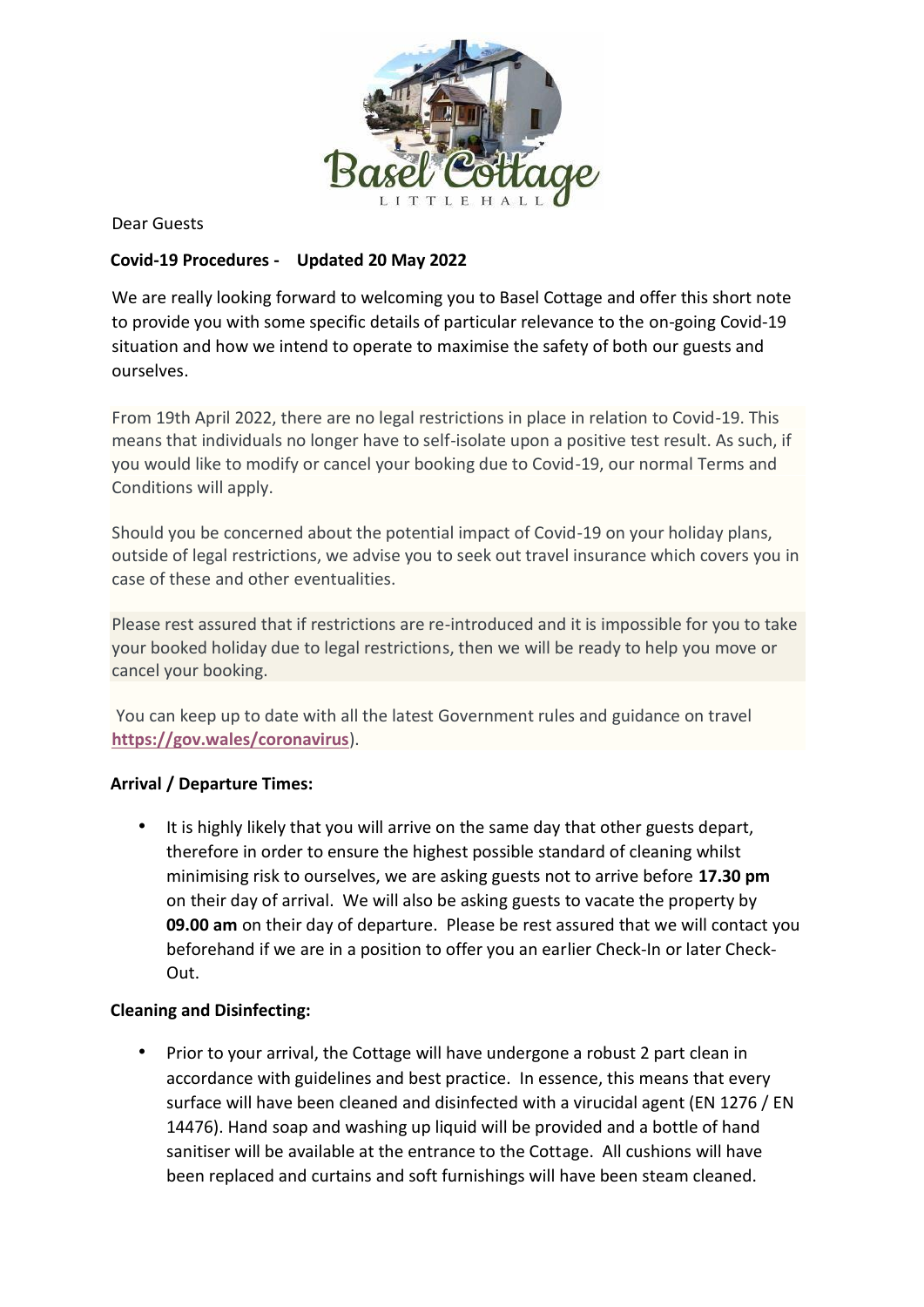Dear Guests

**Covid-19 Procedures - Updated 20 May 2022**

We are really looking forward to welcoming you to Basel Cottage and offer this short note to provide you with some specific details of particular relevance to the on-going Covid-19 situation and how we intend to operate to maximise the safety of both our guests and ourselves.

From 19th April 2022, there are no legal restrictions in place in relation to Covid-19. This means that individuals no longer have to self-isolate upon a positive test result. As such, if you would like to modify or cancel your booking due to Covid-19, our normal Terms and Conditions will apply.

Should you be concerned about the potential impact of Covid-19 on your holiday plans, outside of legal restrictions, we advise you to seek out travel insurance which covers you in case of these and other eventualities.

Please rest assured that if restrictions are re-introduced and it is impossible for you to take your booked holiday due to legal restrictions, then we will be ready to help you move or cancel your booking.

You can keep up to date with all the latest Government rules and guidance on travel **https://gov.wales/coronavirus**).

**Arrival / Departure Times:**

- It is highly likely that you will arrive on the same day that other guests depart, therefore in order to ensure the highest possible standard of cleaning whilst minimising risk to ourselves, we are asking guests not to arrive before **17.30 pm** on their day of arrival. We will also be asking guests to vacate the property by **09.00 am** on their day of departure. Please be rest assured that we will contact you beforehand if we are in a position to offer you an earlier Check-In or later Check-Out.

**Cleaning and Disinfecting:**

- Prior to your arrival, the Cottage will have undergone a robust 2 part clean in accordance with guidelines and best practice. In essence, this means that every surface will have been cleaned and disinfected with a virucidal agent (EN 1276 / EN 14476). Hand soap and washing up liquid will be provided and a bottle of hand sanitiser will be available at the entrance to the Cottage. All cushions will have been replaced and curtains and soft furnishings will have been steam cleaned.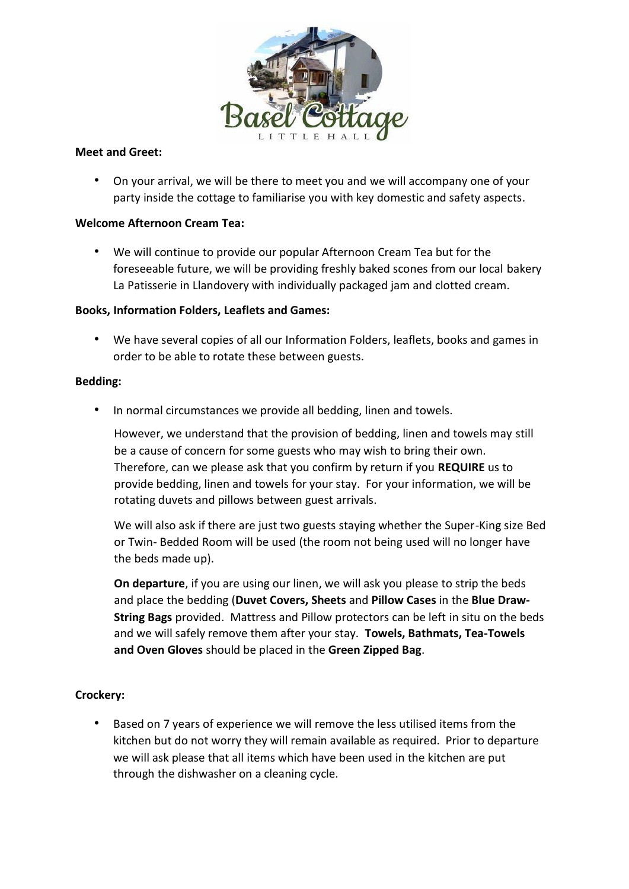**Meet and Greet:**

- On your arrival, we will be there to meet you and we will accompany one of your party inside the cottage to familiarise you with key domestic and safety aspects.

**Welcome Afternoon Cream Tea:**

- We will continue to provide our popular Afternoon Cream Tea but for the foreseeable future, we will be providing freshly baked scones from our local bakery La Patisserie in Llandovery with individually packaged jam and clotted cream.

**Books, Information Folders, Leaflets and Games:**

- We have several copies of all our Information Folders, leaflets, books and games in order to be able to rotate these between guests.

**Bedding:**

- In normal circumstances we provide all bedding, linen and towels.

  However, we understand that the provision of bedding, linen and towels may still be a cause of concern for some guests who may wish to bring their own. Therefore, can we please ask that you confirm by return if you **REQUIRE** us to provide bedding, linen and towels for your stay. For your information, we will be rotating duvets and pillows between guest arrivals.

  We will also ask if there are just two guests staying whether the Super-King size Bed or Twin- Bedded Room will be used (the room not being used will no longer have the beds made up).

  **On departure**, if you are using our linen, we will ask you please to strip the beds and place the bedding (**Duvet Covers, Sheets** and **Pillow Cases** in the **Blue Draw-String Bags** provided. Mattress and Pillow protectors can be left in situ on the beds and we will safely remove them after your stay. **Towels, Bathmats, Tea-Towels and Oven Gloves** should be placed in the **Green Zipped Bag**.

**Crockery:**

- Based on 7 years of experience we will remove the less utilised items from the kitchen but do not worry they will remain available as required. Prior to departure we will ask please that all items which have been used in the kitchen are put through the dishwasher on a cleaning cycle.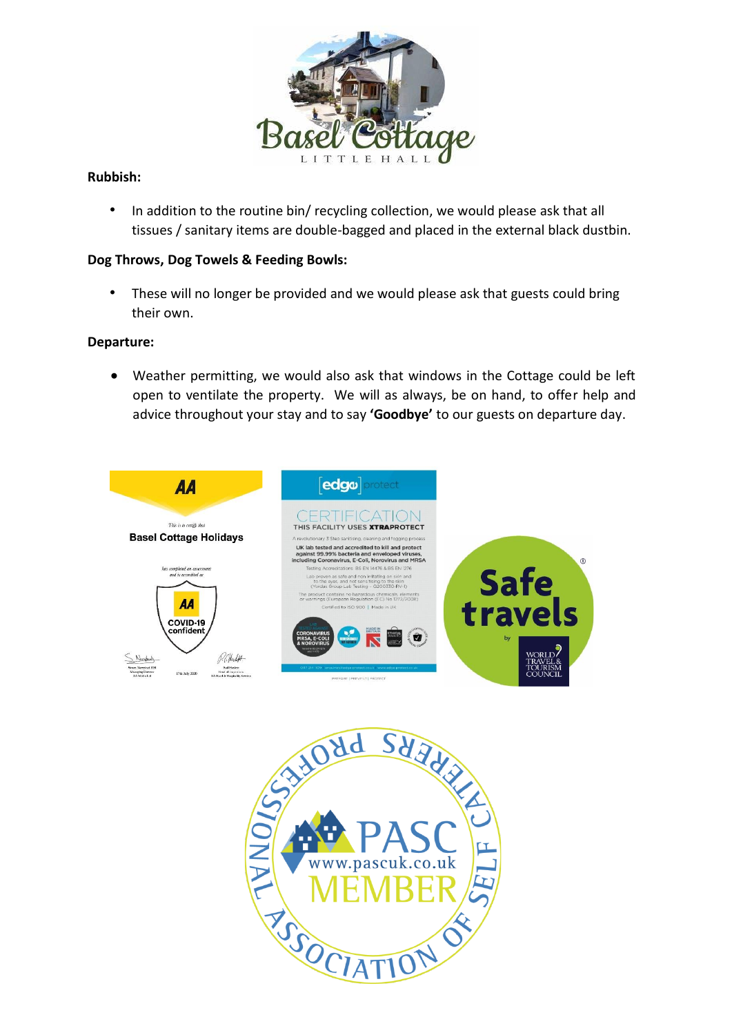**Rubbish:**

- In addition to the routine bin/ recycling collection, we would please ask that all tissues / sanitary items are double-bagged and placed in the external black dustbin.

**Dog Throws, Dog Towels & Feeding Bowls:**

- These will no longer be provided and we would please ask that guests could bring their own.

**Departure:**

- Weather permitting, we would also ask that windows in the Cottage could be left open to ventilate the property. We will as always, be on hand, to offer help and advice throughout your stay and to say **'Goodbye'** to our guests on departure day.